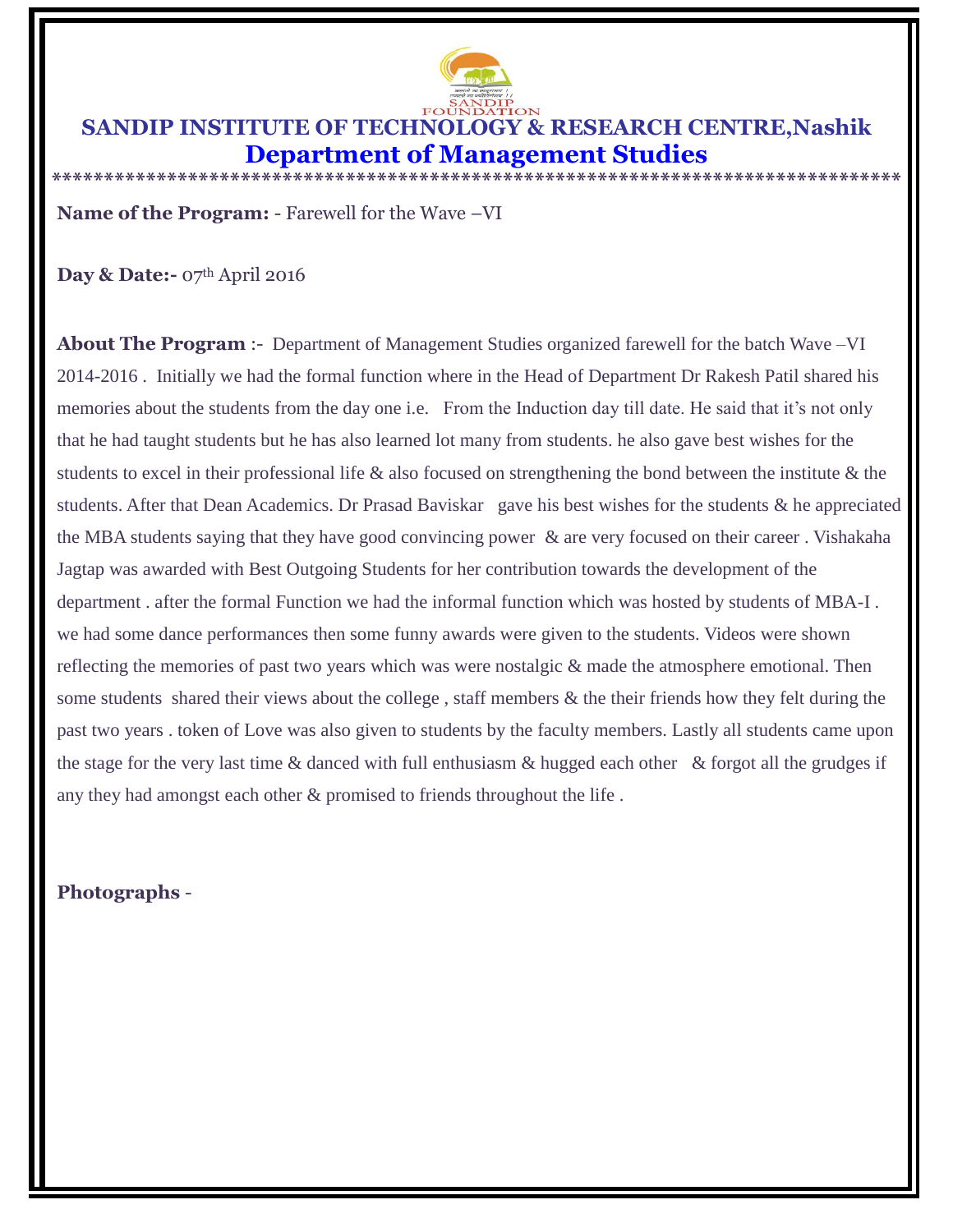SANDIP FOUNDATION

# SANDIP INSTITUTE OF TECHNOLOGY & RESEARCH CENTRE,Nashik

## Department of Management Studies

*******************************************************************************

**Name of the Program:** - Farewell for the Wave –VI

**Day & Date:-** 07th April 2016

**About The Program** :- Department of Management Studies organized farewell for the batch Wave –VI 2014-2016 . Initially we had the formal function where in the Head of Department Dr Rakesh Patil shared his memories about the students from the day one i.e. From the Induction day till date. He said that it's not only that he had taught students but he has also learned lot many from students. he also gave best wishes for the students to excel in their professional life & also focused on strengthening the bond between the institute & the students. After that Dean Academics. Dr Prasad Baviskar gave his best wishes for the students & he appreciated the MBA students saying that they have good convincing power & are very focused on their career . Vishakaha Jagtap was awarded with Best Outgoing Students for her contribution towards the development of the department . after the formal Function we had the informal function which was hosted by students of MBA-I . we had some dance performances then some funny awards were given to the students. Videos were shown reflecting the memories of past two years which was were nostalgic & made the atmosphere emotional. Then some students shared their views about the college , staff members & the their friends how they felt during the past two years . token of Love was also given to students by the faculty members. Lastly all students came upon the stage for the very last time & danced with full enthusiasm & hugged each other & forgot all the grudges if any they had amongst each other & promised to friends throughout the life .

**Photographs** -